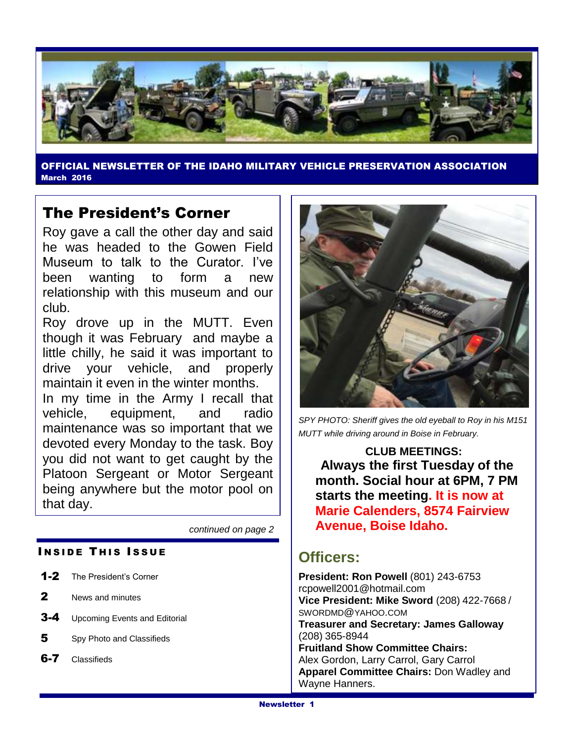**OFFICIAL NEWSLETTER OF THE IDAHO MILITARY VEHICLE PRESERVATION ASSOCIATION**
**March 2016**

## The President's Corner

Roy gave a call the other day and said he was headed to the Gowen Field Museum to talk to the Curator. I've been wanting to form a new relationship with this museum and our club.

Roy drove up in the MUTT. Even though it was February and maybe a little chilly, he said it was important to drive your vehicle, and properly maintain it even in the winter months.

In my time in the Army I recall that vehicle, equipment, and radio maintenance was so important that we devoted every Monday to the task. Boy you did not want to get caught by the Platoon Sergeant or Motor Sergeant being anywhere but the motor pool on that day.

*continued on page 2*

### INSIDE THIS ISSUE

- **1-2** The President's Corner
- **2** News and minutes
- **3-4** Upcoming Events and Editorial
- **5** Spy Photo and Classifieds
- **6-7** Classifieds

*SPY PHOTO: Sheriff gives the old eyeball to Roy in his M151 MUTT while driving around in Boise in February.*

**CLUB MEETINGS:**
**Always the first Tuesday of the month. Social hour at 6PM, 7 PM starts the meeting. It is now at Marie Calenders, 8574 Fairview Avenue, Boise Idaho.**

## Officers:

**President: Ron Powell** (801) 243-6753
rcpowell2001@hotmail.com
**Vice President: Mike Sword** (208) 422-7668 / SWORDMD@YAHOO.COM
**Treasurer and Secretary: James Galloway** (208) 365-8944
**Fruitland Show Committee Chairs:** Alex Gordon, Larry Carrol, Gary Carrol
**Apparel Committee Chairs:** Don Wadley and Wayne Hanners.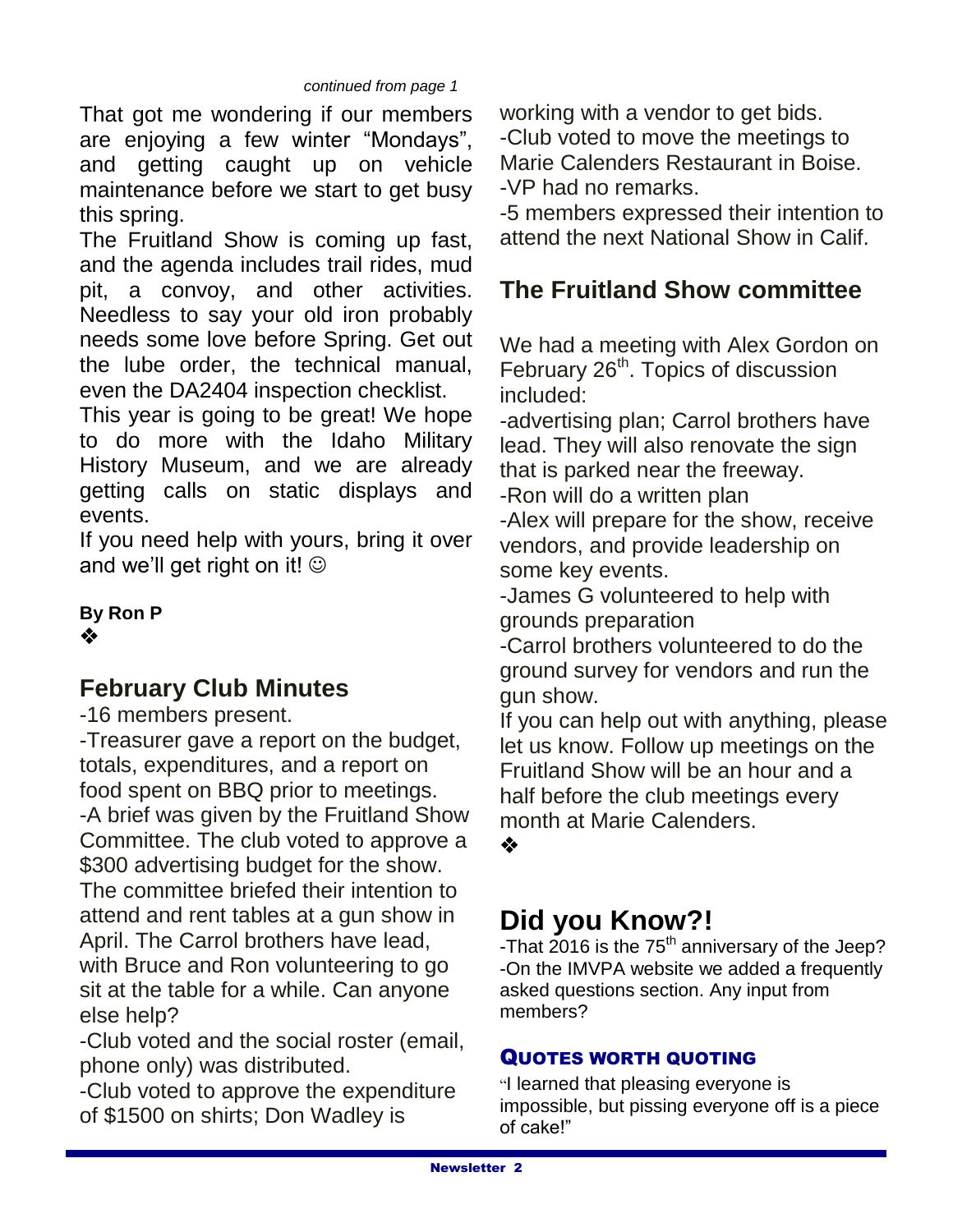*continued from page 1*

That got me wondering if our members are enjoying a few winter “Mondays”, and getting caught up on vehicle maintenance before we start to get busy this spring.

The Fruitland Show is coming up fast, and the agenda includes trail rides, mud pit, a convoy, and other activities. Needless to say your old iron probably needs some love before Spring. Get out the lube order, the technical manual, even the DA2404 inspection checklist.

This year is going to be great! We hope to do more with the Idaho Military History Museum, and we are already getting calls on static displays and events.

If you need help with yours, bring it over and we’ll get right on it! ☺

**By Ron P**

❖

## February Club Minutes

-16 members present.
-Treasurer gave a report on the budget, totals, expenditures, and a report on food spent on BBQ prior to meetings.
-A brief was given by the Fruitland Show Committee. The club voted to approve a $300 advertising budget for the show. The committee briefed their intention to attend and rent tables at a gun show in April. The Carrol brothers have lead, with Bruce and Ron volunteering to go sit at the table for a while. Can anyone else help?
-Club voted and the social roster (email, phone only) was distributed.
-Club voted to approve the expenditure of $1500 on shirts; Don Wadley is working with a vendor to get bids.
-Club voted to move the meetings to Marie Calenders Restaurant in Boise.
-VP had no remarks.
-5 members expressed their intention to attend the next National Show in Calif.

## The Fruitland Show committee

We had a meeting with Alex Gordon on February 26th. Topics of discussion included:
-advertising plan; Carrol brothers have lead. They will also renovate the sign that is parked near the freeway.
-Ron will do a written plan
-Alex will prepare for the show, receive vendors, and provide leadership on some key events.
-James G volunteered to help with grounds preparation
-Carrol brothers volunteered to do the ground survey for vendors and run the gun show.

If you can help out with anything, please let us know. Follow up meetings on the Fruitland Show will be an hour and a half before the club meetings every month at Marie Calenders.

❖

# Did you Know?!

-That 2016 is the 75th anniversary of the Jeep?
-On the IMVPA website we added a frequently asked questions section. Any input from members?

### QUOTES WORTH QUOTING

“I learned that pleasing everyone is impossible, but pissing everyone off is a piece of cake!”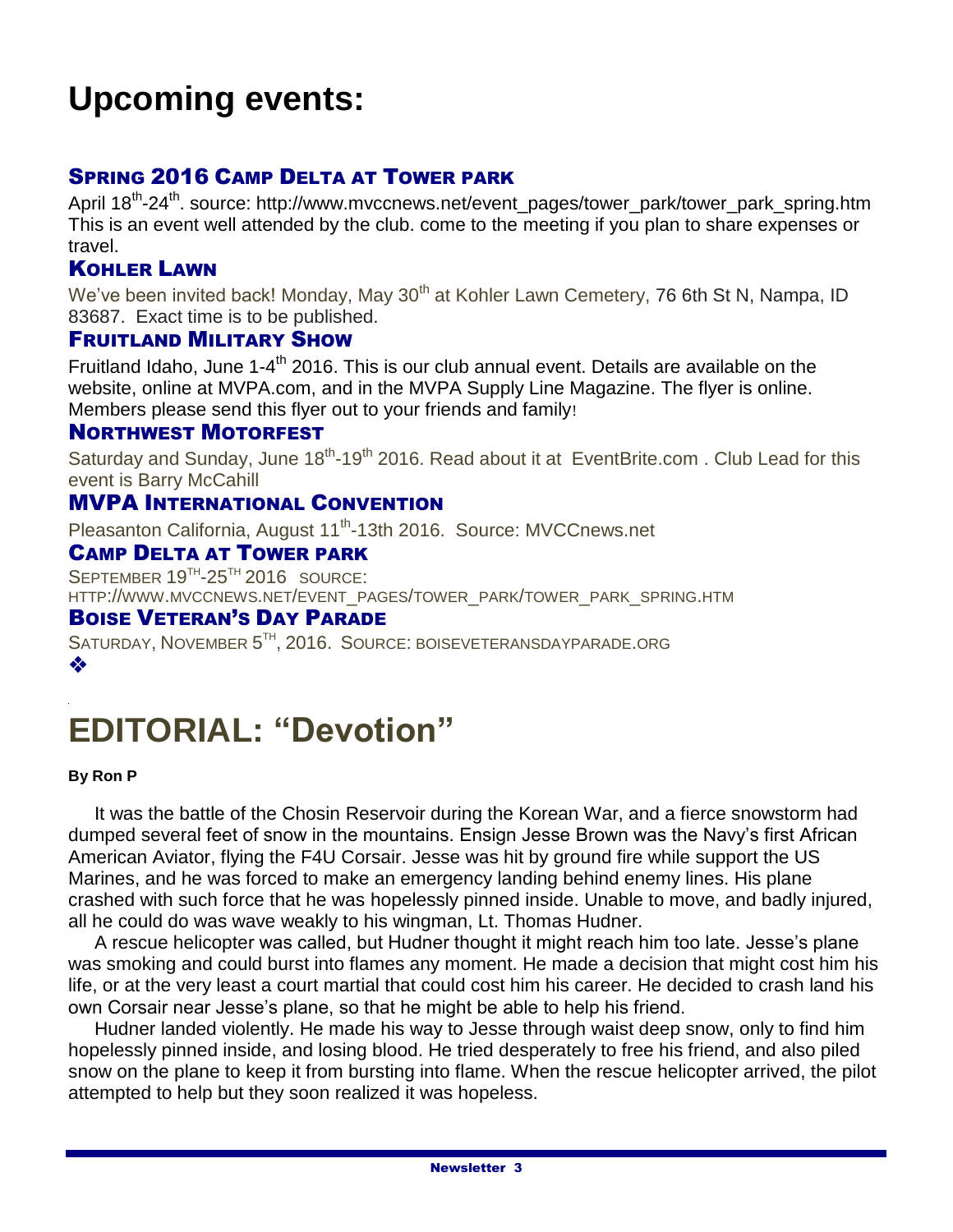# Upcoming events:

### Spring 2016 Camp Delta at Tower park

April 18th-24th. source: http://www.mvccnews.net/event_pages/tower_park/tower_park_spring.htm This is an event well attended by the club. come to the meeting if you plan to share expenses or travel.

### Kohler Lawn

We've been invited back! Monday, May 30th at Kohler Lawn Cemetery, 76 6th St N, Nampa, ID 83687. Exact time is to be published.

### Fruitland Military Show

Fruitland Idaho, June 1-4th 2016. This is our club annual event. Details are available on the website, online at MVPA.com, and in the MVPA Supply Line Magazine. The flyer is online. Members please send this flyer out to your friends and family!

### Northwest Motorfest

Saturday and Sunday, June 18th-19th 2016. Read about it at EventBrite.com . Club Lead for this event is Barry McCahill

### MVPA International Convention

Pleasanton California, August 11th-13th 2016. Source: MVCCnews.net

### Camp Delta at Tower park

SEPTEMBER 19TH-25TH 2016 SOURCE: HTTP://WWW.MVCCNEWS.NET/EVENT_PAGES/TOWER_PARK/TOWER_PARK_SPRING.HTM

### Boise Veteran's Day Parade

SATURDAY, NOVEMBER 5TH, 2016. SOURCE: BOISEVETERANSDAYPARADE.ORG

❖

# EDITORIAL: "Devotion"

**By Ron P**

It was the battle of the Chosin Reservoir during the Korean War, and a fierce snowstorm had dumped several feet of snow in the mountains. Ensign Jesse Brown was the Navy's first African American Aviator, flying the F4U Corsair. Jesse was hit by ground fire while support the US Marines, and he was forced to make an emergency landing behind enemy lines. His plane crashed with such force that he was hopelessly pinned inside. Unable to move, and badly injured, all he could do was wave weakly to his wingman, Lt. Thomas Hudner.

A rescue helicopter was called, but Hudner thought it might reach him too late. Jesse's plane was smoking and could burst into flames any moment. He made a decision that might cost him his life, or at the very least a court martial that could cost him his career. He decided to crash land his own Corsair near Jesse's plane, so that he might be able to help his friend.

Hudner landed violently. He made his way to Jesse through waist deep snow, only to find him hopelessly pinned inside, and losing blood. He tried desperately to free his friend, and also piled snow on the plane to keep it from bursting into flame. When the rescue helicopter arrived, the pilot attempted to help but they soon realized it was hopeless.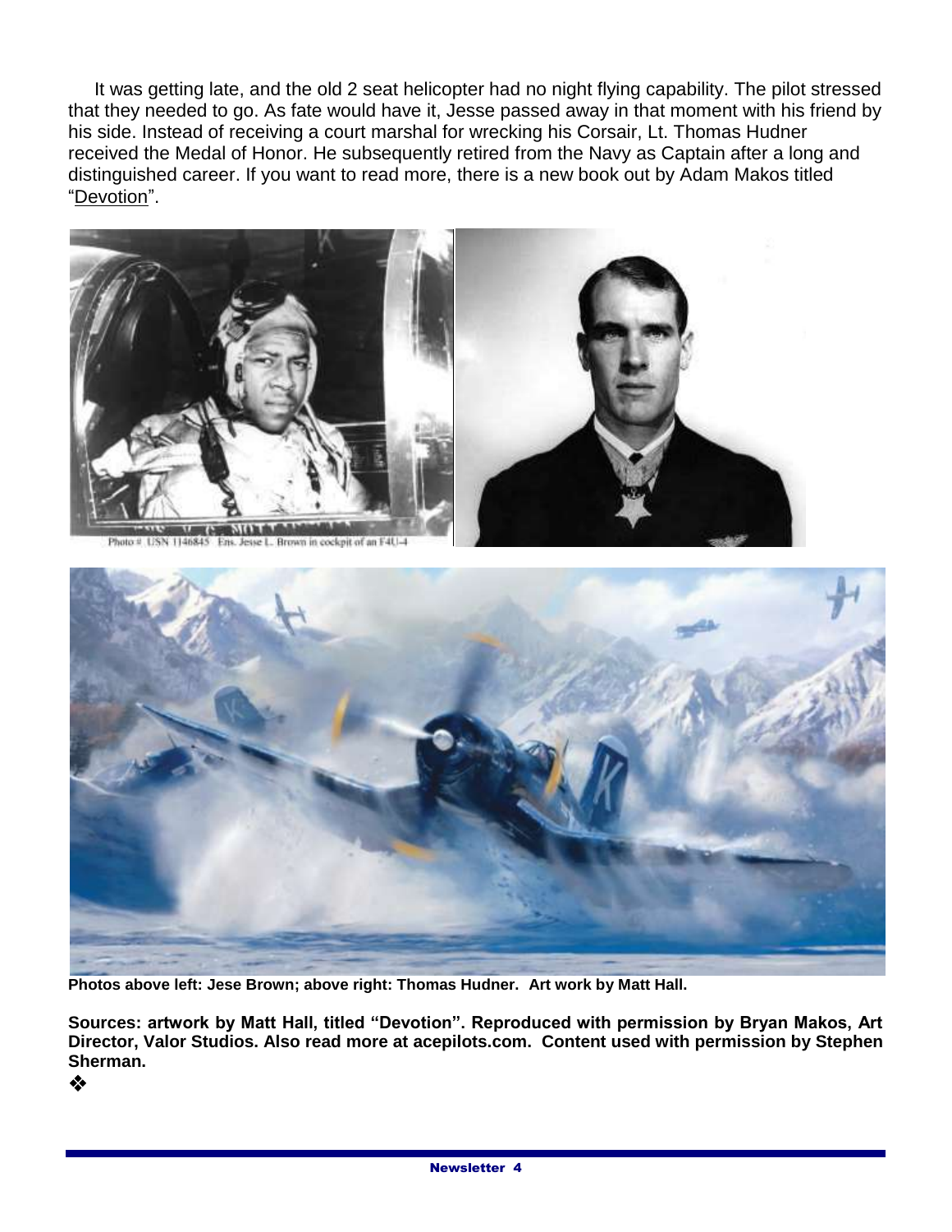It was getting late, and the old 2 seat helicopter had no night flying capability. The pilot stressed that they needed to go. As fate would have it, Jesse passed away in that moment with his friend by his side. Instead of receiving a court marshal for wrecking his Corsair, Lt. Thomas Hudner received the Medal of Honor. He subsequently retired from the Navy as Captain after a long and distinguished career. If you want to read more, there is a new book out by Adam Makos titled "Devotion".

Photo # USN 1146845 Ens. Jesse L. Brown in cockpit of an F4U-4

**Photos above left: Jese Brown; above right: Thomas Hudner. Art work by Matt Hall.**

**Sources: artwork by Matt Hall, titled "Devotion". Reproduced with permission by Bryan Makos, Art Director, Valor Studios. Also read more at acepilots.com. Content used with permission by Stephen Sherman.**

❖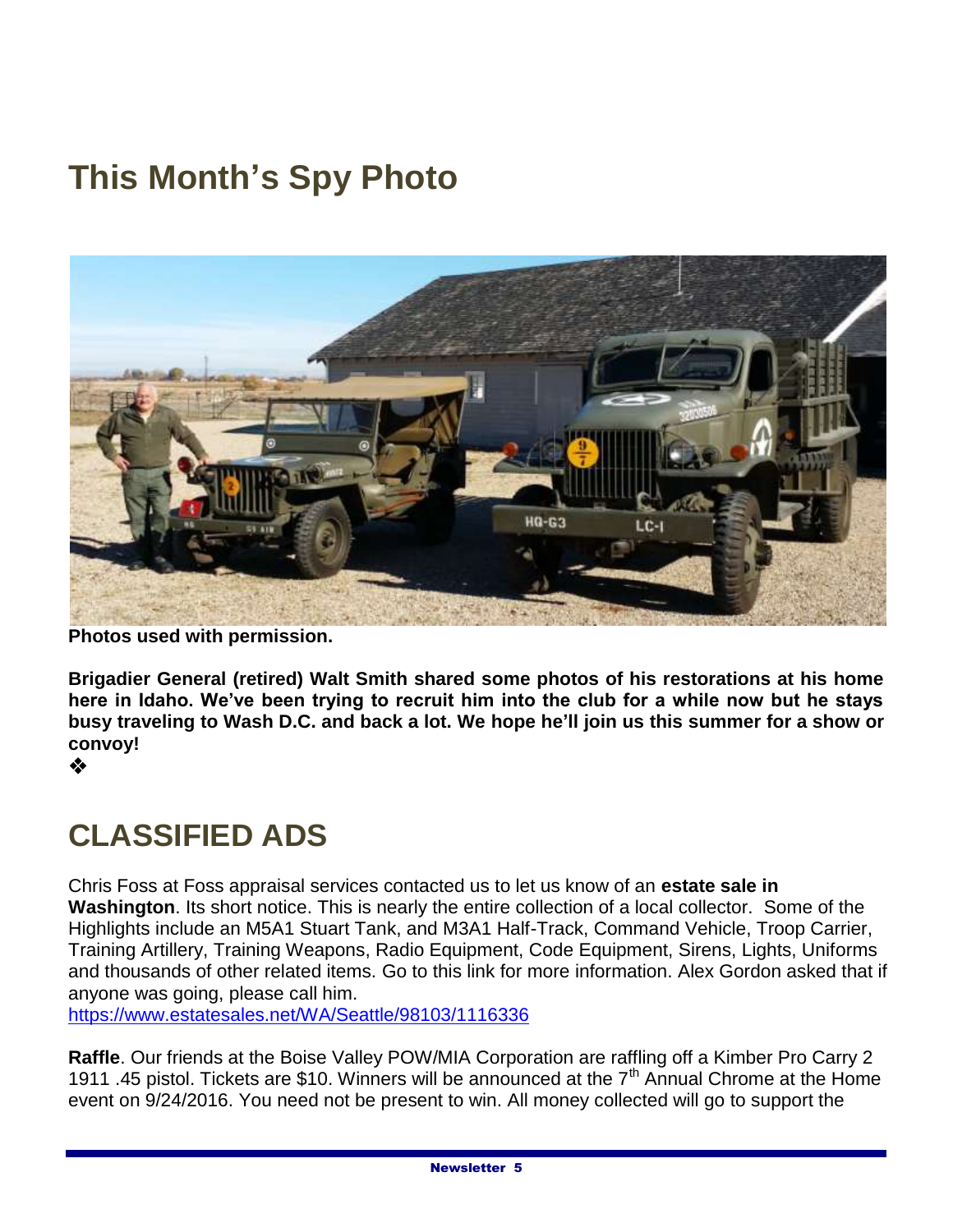## This Month's Spy Photo

**Photos used with permission.**

**Brigadier General (retired) Walt Smith shared some photos of his restorations at his home here in Idaho. We've been trying to recruit him into the club for a while now but he stays busy traveling to Wash D.C. and back a lot. We hope he'll join us this summer for a show or convoy!**

❖

## CLASSIFIED ADS

Chris Foss at Foss appraisal services contacted us to let us know of an **estate sale in Washington**. Its short notice. This is nearly the entire collection of a local collector. Some of the Highlights include an M5A1 Stuart Tank, and M3A1 Half-Track, Command Vehicle, Troop Carrier, Training Artillery, Training Weapons, Radio Equipment, Code Equipment, Sirens, Lights, Uniforms and thousands of other related items. Go to this link for more information. Alex Gordon asked that if anyone was going, please call him.
https://www.estatesales.net/WA/Seattle/98103/1116336

**Raffle**. Our friends at the Boise Valley POW/MIA Corporation are raffling off a Kimber Pro Carry 2 1911 .45 pistol. Tickets are $10. Winners will be announced at the 7th Annual Chrome at the Home event on 9/24/2016. You need not be present to win. All money collected will go to support the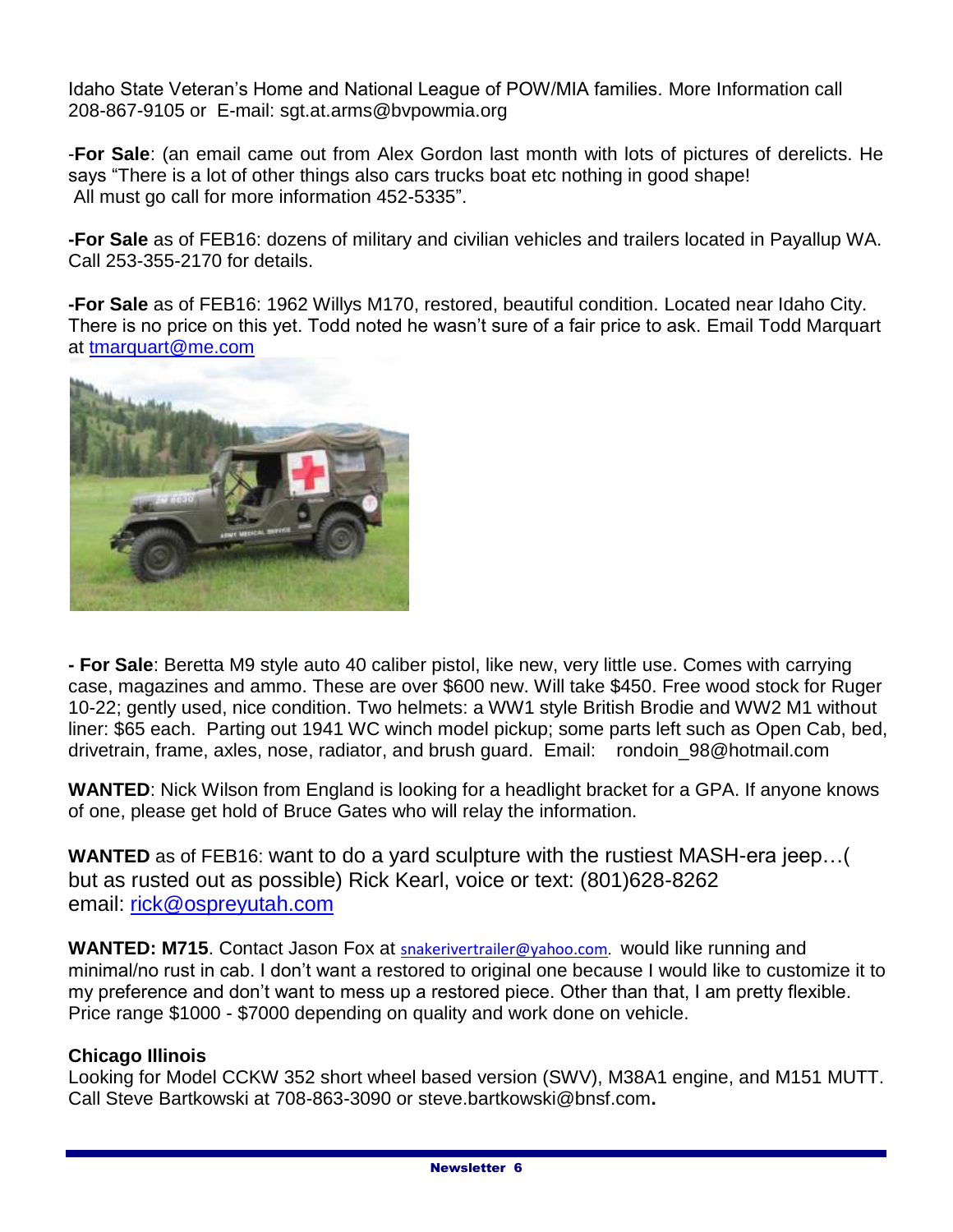Idaho State Veteran's Home and National League of POW/MIA families. More Information call 208-867-9105 or E-mail: sgt.at.arms@bvpowmia.org

-**For Sale**: (an email came out from Alex Gordon last month with lots of pictures of derelicts. He says "There is a lot of other things also cars trucks boat etc nothing in good shape!
All must go call for more information 452-5335".

**-For Sale** as of FEB16: dozens of military and civilian vehicles and trailers located in Payallup WA. Call 253-355-2170 for details.

**-For Sale** as of FEB16: 1962 Willys M170, restored, beautiful condition. Located near Idaho City. There is no price on this yet. Todd noted he wasn't sure of a fair price to ask. Email Todd Marquart at tmarquart@me.com

**- For Sale**: Beretta M9 style auto 40 caliber pistol, like new, very little use. Comes with carrying case, magazines and ammo. These are over $600 new. Will take $450. Free wood stock for Ruger 10-22; gently used, nice condition. Two helmets: a WW1 style British Brodie and WW2 M1 without liner: $65 each. Parting out 1941 WC winch model pickup; some parts left such as Open Cab, bed, drivetrain, frame, axles, nose, radiator, and brush guard. Email: rondoin_98@hotmail.com

**WANTED**: Nick Wilson from England is looking for a headlight bracket for a GPA. If anyone knows of one, please get hold of Bruce Gates who will relay the information.

**WANTED** as of FEB16: want to do a yard sculpture with the rustiest MASH-era jeep…( but as rusted out as possible) Rick Kearl, voice or text: (801)628-8262
email: rick@ospreyutah.com

**WANTED: M715**. Contact Jason Fox at snakerivertrailer@yahoo.com. would like running and minimal/no rust in cab. I don't want a restored to original one because I would like to customize it to my preference and don't want to mess up a restored piece. Other than that, I am pretty flexible. Price range $1000 - $7000 depending on quality and work done on vehicle.

**Chicago Illinois**
Looking for Model CCKW 352 short wheel based version (SWV), M38A1 engine, and M151 MUTT. Call Steve Bartkowski at 708-863-3090 or steve.bartkowski@bnsf.com**.**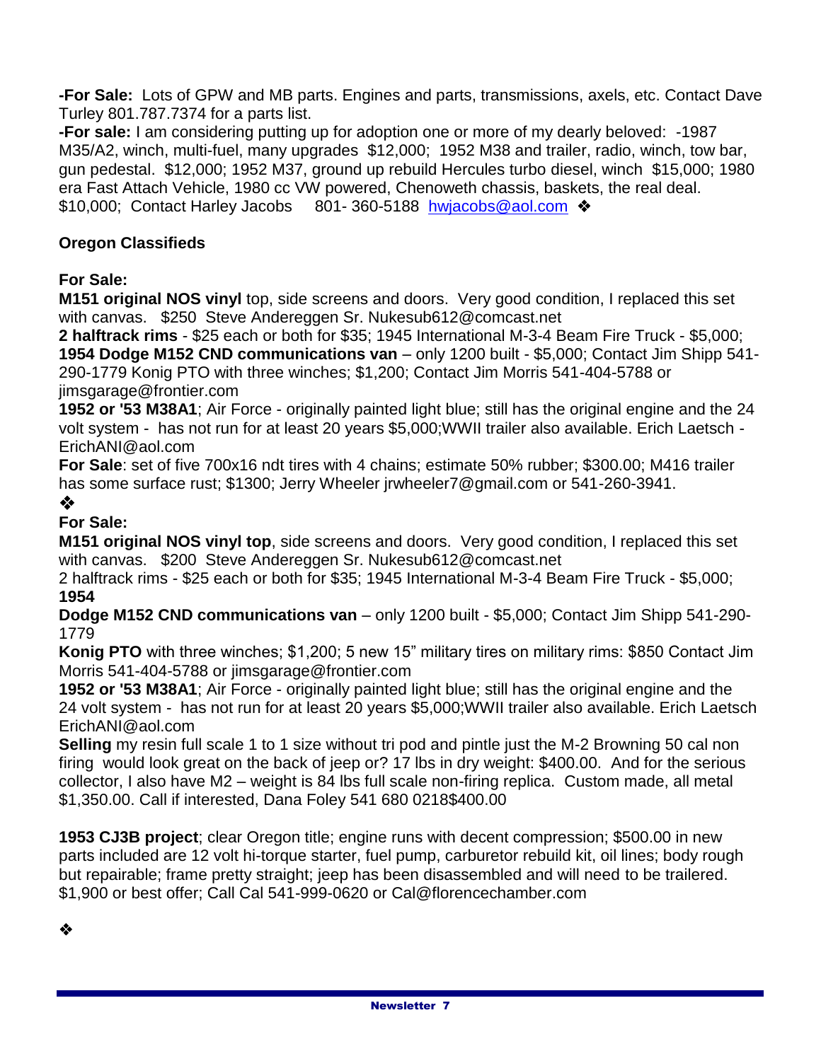**-For Sale:** Lots of GPW and MB parts. Engines and parts, transmissions, axels, etc. Contact Dave Turley 801.787.7374 for a parts list.

**-For sale:** I am considering putting up for adoption one or more of my dearly beloved: -1987 M35/A2, winch, multi-fuel, many upgrades $12,000; 1952 M38 and trailer, radio, winch, tow bar, gun pedestal. $12,000; 1952 M37, ground up rebuild Hercules turbo diesel, winch $15,000; 1980 era Fast Attach Vehicle, 1980 cc VW powered, Chenoweth chassis, baskets, the real deal. $10,000; Contact Harley Jacobs 801- 360-5188 hwjacobs@aol.com ❖

**Oregon Classifieds**

**For Sale:**

**M151 original NOS vinyl** top, side screens and doors. Very good condition, I replaced this set with canvas. $250 Steve Andereggen Sr. Nukesub612@comcast.net

**2 halftrack rims** - $25 each or both for $35; 1945 International M-3-4 Beam Fire Truck - $5,000; **1954 Dodge M152 CND communications van** – only 1200 built - $5,000; Contact Jim Shipp 541-290-1779 Konig PTO with three winches; $1,200; Contact Jim Morris 541-404-5788 or jimsgarage@frontier.com

**1952 or '53 M38A1**; Air Force - originally painted light blue; still has the original engine and the 24 volt system - has not run for at least 20 years $5,000;WWII trailer also available. Erich Laetsch - ErichANI@aol.com

**For Sale**: set of five 700x16 ndt tires with 4 chains; estimate 50% rubber; $300.00; M416 trailer has some surface rust; $1300; Jerry Wheeler jrwheeler7@gmail.com or 541-260-3941.

❖

**For Sale:**

**M151 original NOS vinyl top**, side screens and doors. Very good condition, I replaced this set with canvas. $200 Steve Andereggen Sr. Nukesub612@comcast.net

2 halftrack rims - $25 each or both for $35; 1945 International M-3-4 Beam Fire Truck - $5,000; **1954**

**Dodge M152 CND communications van** – only 1200 built - $5,000; Contact Jim Shipp 541-290-1779

**Konig PTO** with three winches; $1,200; 5 new 15" military tires on military rims: $850 Contact Jim Morris 541-404-5788 or jimsgarage@frontier.com

**1952 or '53 M38A1**; Air Force - originally painted light blue; still has the original engine and the 24 volt system - has not run for at least 20 years $5,000;WWII trailer also available. Erich Laetsch ErichANI@aol.com

**Selling** my resin full scale 1 to 1 size without tri pod and pintle just the M-2 Browning 50 cal non firing would look great on the back of jeep or? 17 lbs in dry weight: $400.00. And for the serious collector, I also have M2 – weight is 84 lbs full scale non-firing replica. Custom made, all metal $1,350.00. Call if interested, Dana Foley 541 680 0218$400.00

**1953 CJ3B project**; clear Oregon title; engine runs with decent compression; $500.00 in new parts included are 12 volt hi-torque starter, fuel pump, carburetor rebuild kit, oil lines; body rough but repairable; frame pretty straight; jeep has been disassembled and will need to be trailered. $1,900 or best offer; Call Cal 541-999-0620 or Cal@florencechamber.com

❖